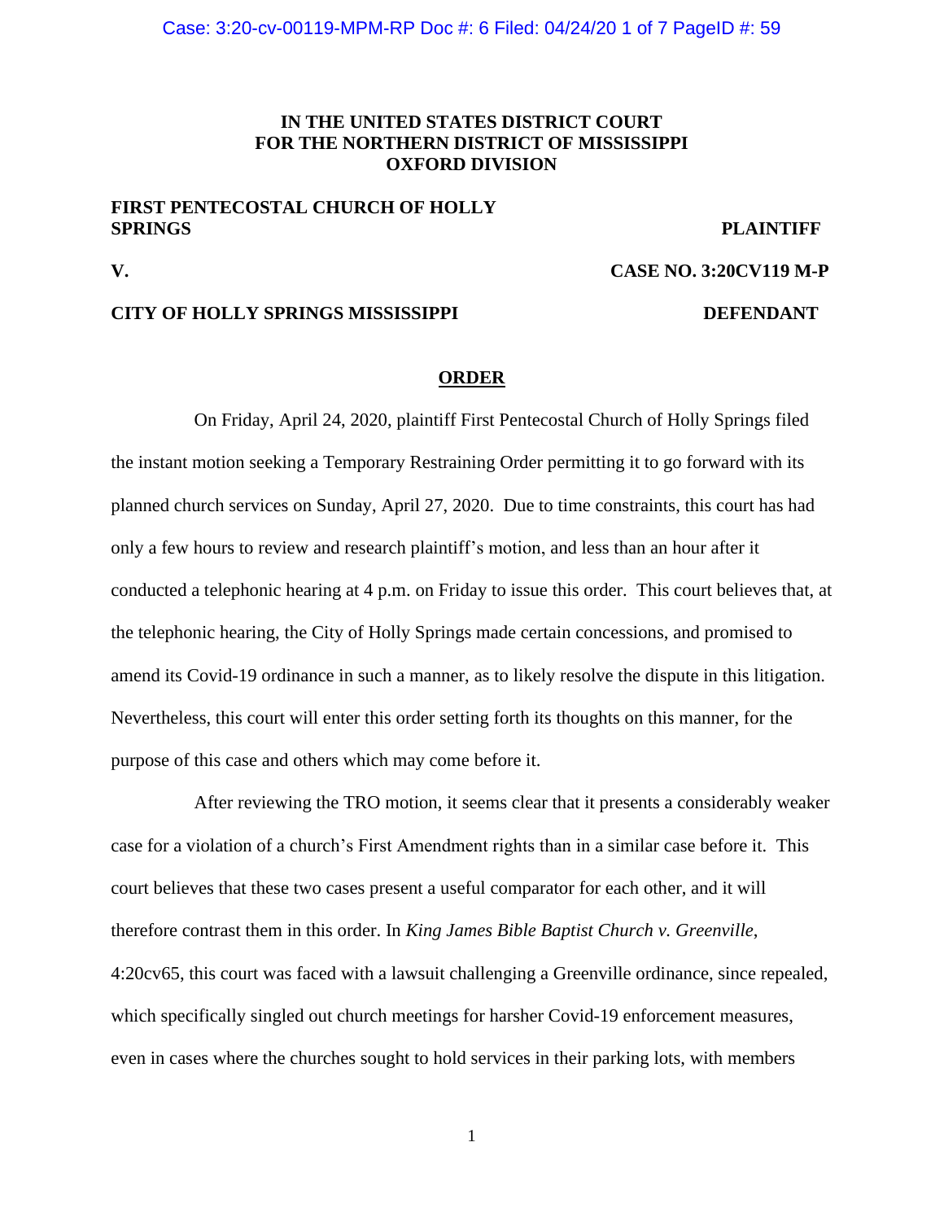**IN THE UNITED STATES DISTRICT COURT**
**FOR THE NORTHERN DISTRICT OF MISSISSIPPI**
**OXFORD DIVISION**

**FIRST PENTECOSTAL CHURCH OF HOLLY SPRINGS** **PLAINTIFF**

**V.** **CASE NO. 3:20CV119 M-P**

**CITY OF HOLLY SPRINGS MISSISSIPPI** **DEFENDANT**

**ORDER**

On Friday, April 24, 2020, plaintiff First Pentecostal Church of Holly Springs filed the instant motion seeking a Temporary Restraining Order permitting it to go forward with its planned church services on Sunday, April 27, 2020. Due to time constraints, this court has had only a few hours to review and research plaintiff's motion, and less than an hour after it conducted a telephonic hearing at 4 p.m. on Friday to issue this order. This court believes that, at the telephonic hearing, the City of Holly Springs made certain concessions, and promised to amend its Covid-19 ordinance in such a manner, as to likely resolve the dispute in this litigation. Nevertheless, this court will enter this order setting forth its thoughts on this manner, for the purpose of this case and others which may come before it.

After reviewing the TRO motion, it seems clear that it presents a considerably weaker case for a violation of a church's First Amendment rights than in a similar case before it. This court believes that these two cases present a useful comparator for each other, and it will therefore contrast them in this order. In *King James Bible Baptist Church v. Greenville*, 4:20cv65, this court was faced with a lawsuit challenging a Greenville ordinance, since repealed, which specifically singled out church meetings for harsher Covid-19 enforcement measures, even in cases where the churches sought to hold services in their parking lots, with members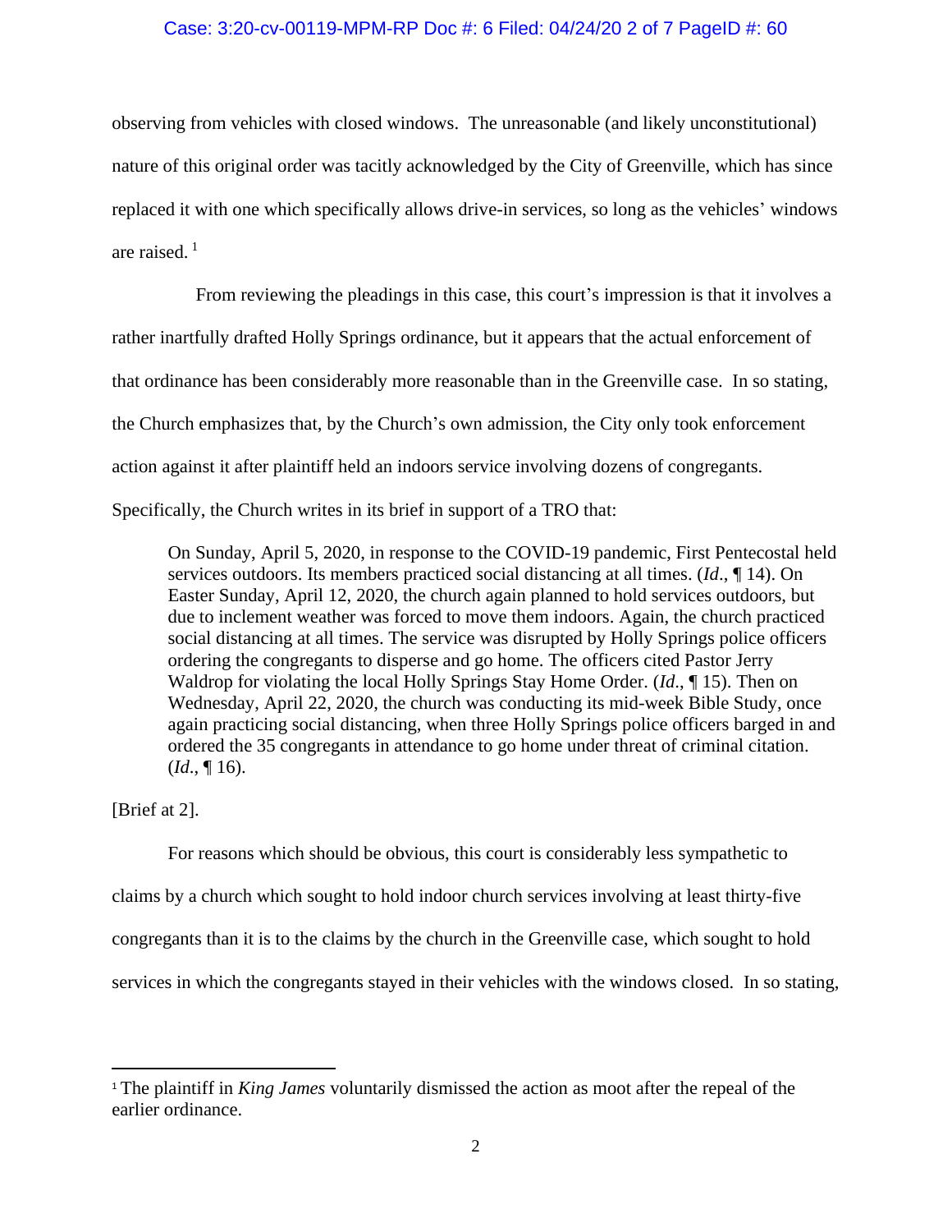observing from vehicles with closed windows. The unreasonable (and likely unconstitutional) nature of this original order was tacitly acknowledged by the City of Greenville, which has since replaced it with one which specifically allows drive-in services, so long as the vehicles' windows are raised. [1]

From reviewing the pleadings in this case, this court's impression is that it involves a rather inartfully drafted Holly Springs ordinance, but it appears that the actual enforcement of that ordinance has been considerably more reasonable than in the Greenville case. In so stating, the Church emphasizes that, by the Church's own admission, the City only took enforcement action against it after plaintiff held an indoors service involving dozens of congregants. Specifically, the Church writes in its brief in support of a TRO that:

> On Sunday, April 5, 2020, in response to the COVID-19 pandemic, First Pentecostal held services outdoors. Its members practiced social distancing at all times. (*Id*., ¶ 14). On Easter Sunday, April 12, 2020, the church again planned to hold services outdoors, but due to inclement weather was forced to move them indoors. Again, the church practiced social distancing at all times. The service was disrupted by Holly Springs police officers ordering the congregants to disperse and go home. The officers cited Pastor Jerry Waldrop for violating the local Holly Springs Stay Home Order. (*Id*., ¶ 15). Then on Wednesday, April 22, 2020, the church was conducting its mid-week Bible Study, once again practicing social distancing, when three Holly Springs police officers barged in and ordered the 35 congregants in attendance to go home under threat of criminal citation. (*Id*., ¶ 16).

[Brief at 2].

For reasons which should be obvious, this court is considerably less sympathetic to claims by a church which sought to hold indoor church services involving at least thirty-five congregants than it is to the claims by the church in the Greenville case, which sought to hold services in which the congregants stayed in their vehicles with the windows closed. In so stating,

---

[1] The plaintiff in *King James* voluntarily dismissed the action as moot after the repeal of the earlier ordinance.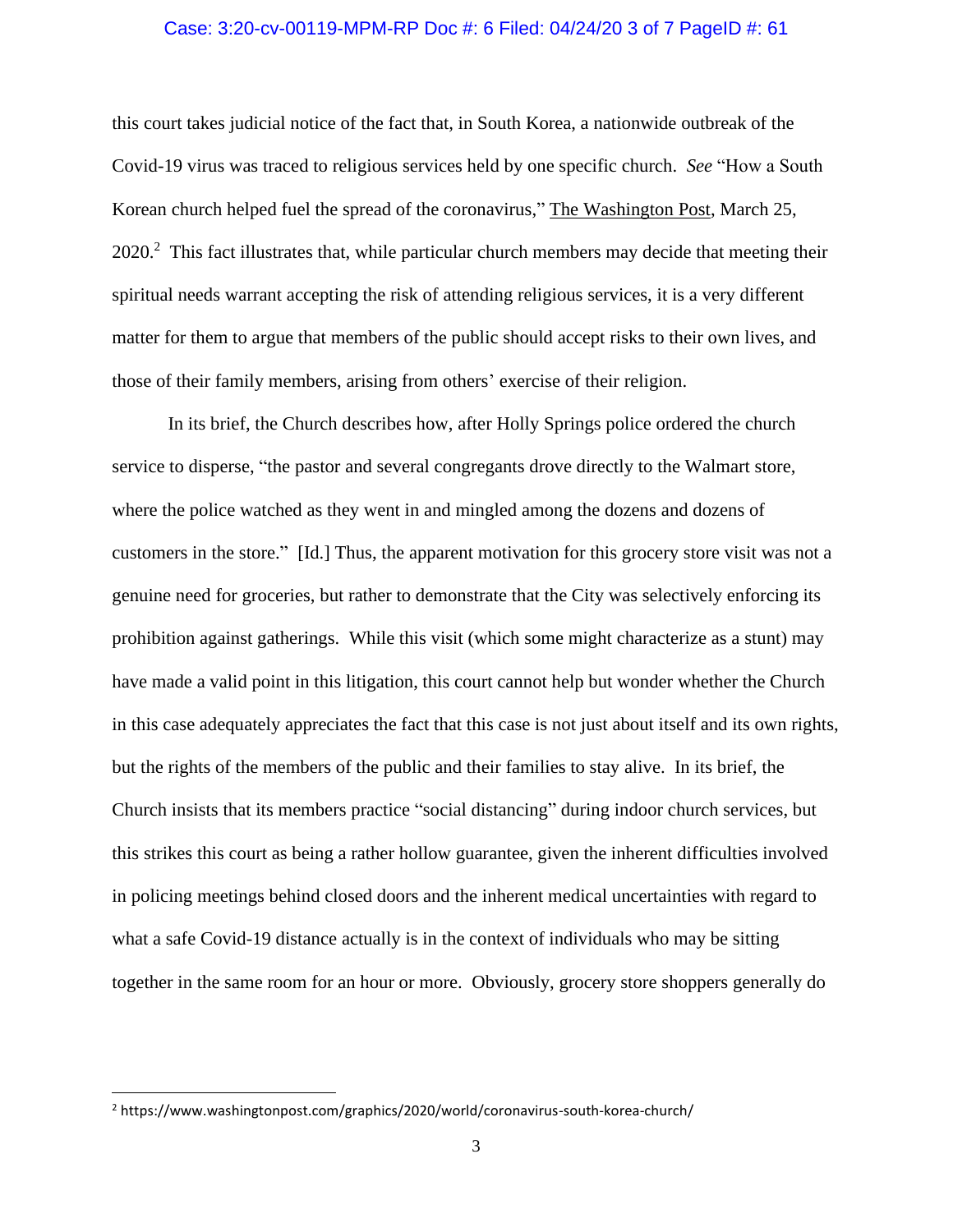this court takes judicial notice of the fact that, in South Korea, a nationwide outbreak of the Covid-19 virus was traced to religious services held by one specific church. *See* "How a South Korean church helped fuel the spread of the coronavirus," The Washington Post, March 25, 2020.[2] This fact illustrates that, while particular church members may decide that meeting their spiritual needs warrant accepting the risk of attending religious services, it is a very different matter for them to argue that members of the public should accept risks to their own lives, and those of their family members, arising from others' exercise of their religion.

In its brief, the Church describes how, after Holly Springs police ordered the church service to disperse, "the pastor and several congregants drove directly to the Walmart store, where the police watched as they went in and mingled among the dozens and dozens of customers in the store." [Id.] Thus, the apparent motivation for this grocery store visit was not a genuine need for groceries, but rather to demonstrate that the City was selectively enforcing its prohibition against gatherings. While this visit (which some might characterize as a stunt) may have made a valid point in this litigation, this court cannot help but wonder whether the Church in this case adequately appreciates the fact that this case is not just about itself and its own rights, but the rights of the members of the public and their families to stay alive. In its brief, the Church insists that its members practice "social distancing" during indoor church services, but this strikes this court as being a rather hollow guarantee, given the inherent difficulties involved in policing meetings behind closed doors and the inherent medical uncertainties with regard to what a safe Covid-19 distance actually is in the context of individuals who may be sitting together in the same room for an hour or more. Obviously, grocery store shoppers generally do

---

[2] https://www.washingtonpost.com/graphics/2020/world/coronavirus-south-korea-church/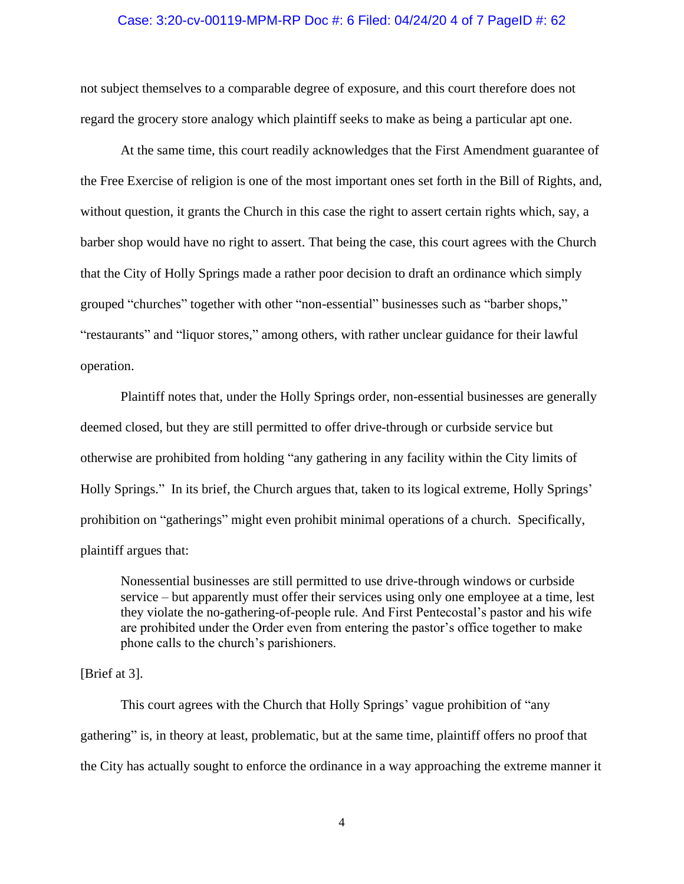not subject themselves to a comparable degree of exposure, and this court therefore does not regard the grocery store analogy which plaintiff seeks to make as being a particular apt one.

At the same time, this court readily acknowledges that the First Amendment guarantee of the Free Exercise of religion is one of the most important ones set forth in the Bill of Rights, and, without question, it grants the Church in this case the right to assert certain rights which, say, a barber shop would have no right to assert. That being the case, this court agrees with the Church that the City of Holly Springs made a rather poor decision to draft an ordinance which simply grouped "churches" together with other "non-essential" businesses such as "barber shops," "restaurants" and "liquor stores," among others, with rather unclear guidance for their lawful operation.

Plaintiff notes that, under the Holly Springs order, non-essential businesses are generally deemed closed, but they are still permitted to offer drive-through or curbside service but otherwise are prohibited from holding "any gathering in any facility within the City limits of Holly Springs." In its brief, the Church argues that, taken to its logical extreme, Holly Springs' prohibition on "gatherings" might even prohibit minimal operations of a church. Specifically, plaintiff argues that:

> Nonessential businesses are still permitted to use drive-through windows or curbside service – but apparently must offer their services using only one employee at a time, lest they violate the no-gathering-of-people rule. And First Pentecostal's pastor and his wife are prohibited under the Order even from entering the pastor's office together to make phone calls to the church's parishioners.

[Brief at 3].

This court agrees with the Church that Holly Springs' vague prohibition of "any gathering" is, in theory at least, problematic, but at the same time, plaintiff offers no proof that the City has actually sought to enforce the ordinance in a way approaching the extreme manner it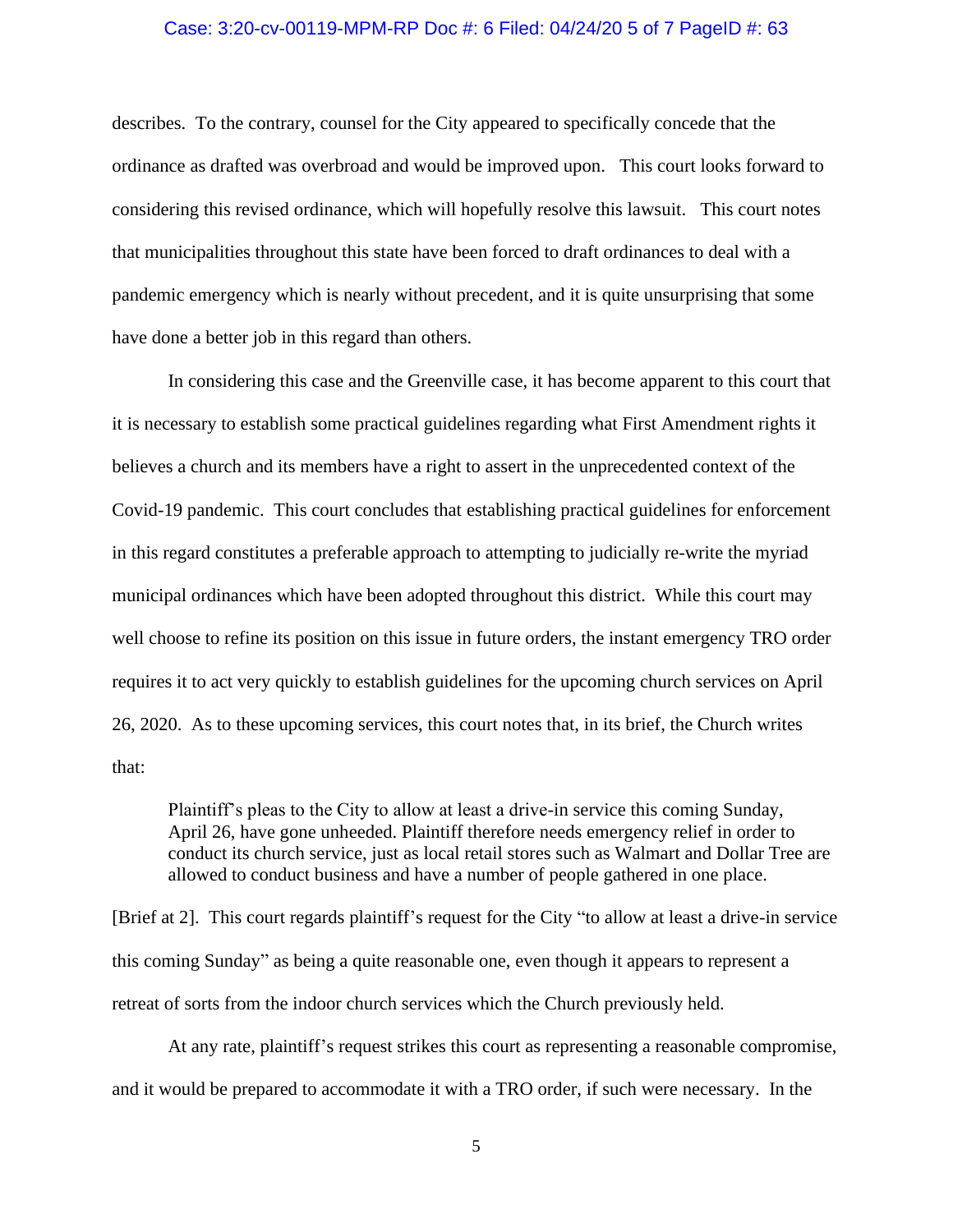describes. To the contrary, counsel for the City appeared to specifically concede that the ordinance as drafted was overbroad and would be improved upon. This court looks forward to considering this revised ordinance, which will hopefully resolve this lawsuit. This court notes that municipalities throughout this state have been forced to draft ordinances to deal with a pandemic emergency which is nearly without precedent, and it is quite unsurprising that some have done a better job in this regard than others.

In considering this case and the Greenville case, it has become apparent to this court that it is necessary to establish some practical guidelines regarding what First Amendment rights it believes a church and its members have a right to assert in the unprecedented context of the Covid-19 pandemic. This court concludes that establishing practical guidelines for enforcement in this regard constitutes a preferable approach to attempting to judicially re-write the myriad municipal ordinances which have been adopted throughout this district. While this court may well choose to refine its position on this issue in future orders, the instant emergency TRO order requires it to act very quickly to establish guidelines for the upcoming church services on April 26, 2020. As to these upcoming services, this court notes that, in its brief, the Church writes that:

> Plaintiff's pleas to the City to allow at least a drive-in service this coming Sunday, April 26, have gone unheeded. Plaintiff therefore needs emergency relief in order to conduct its church service, just as local retail stores such as Walmart and Dollar Tree are allowed to conduct business and have a number of people gathered in one place.

[Brief at 2]. This court regards plaintiff's request for the City "to allow at least a drive-in service this coming Sunday" as being a quite reasonable one, even though it appears to represent a retreat of sorts from the indoor church services which the Church previously held.

At any rate, plaintiff's request strikes this court as representing a reasonable compromise, and it would be prepared to accommodate it with a TRO order, if such were necessary. In the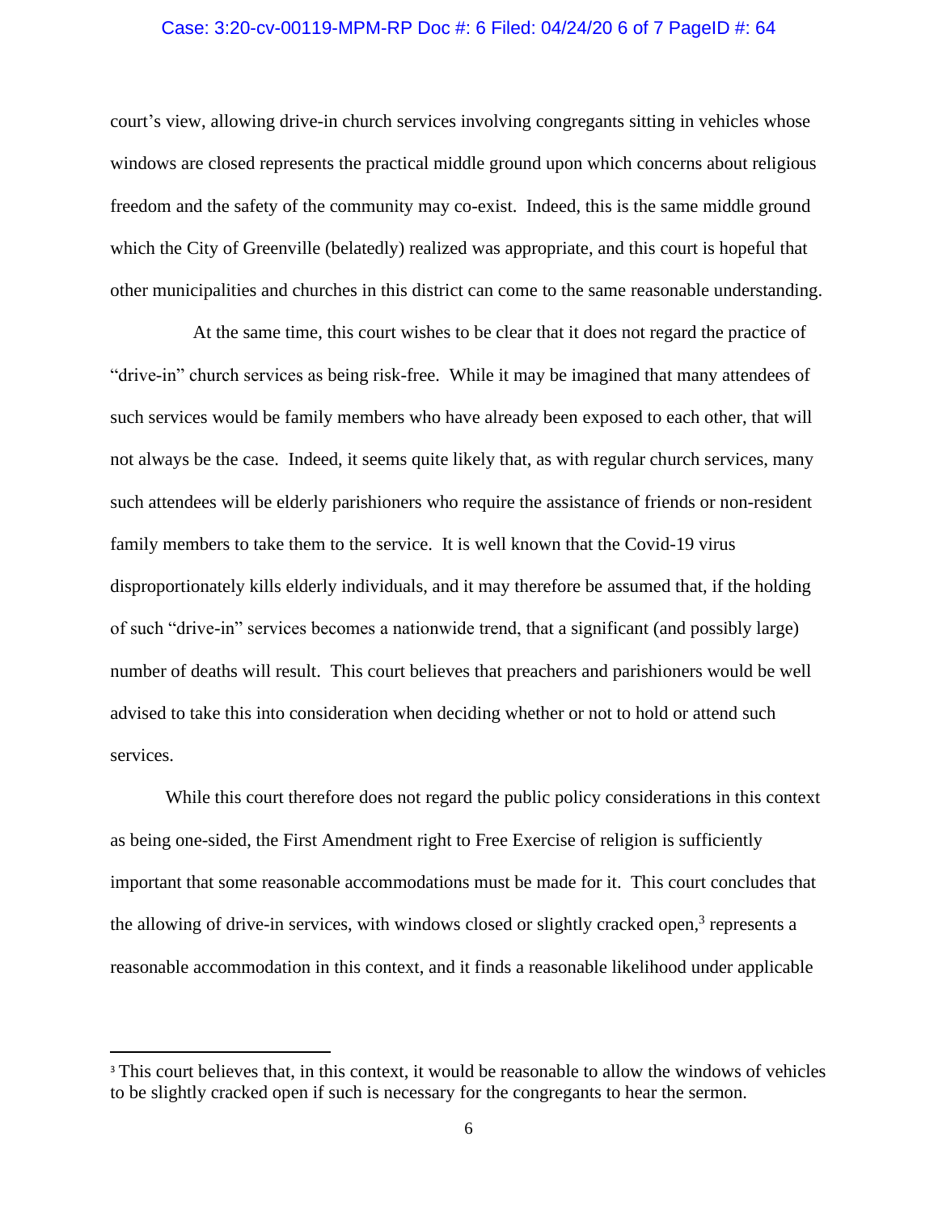court's view, allowing drive-in church services involving congregants sitting in vehicles whose windows are closed represents the practical middle ground upon which concerns about religious freedom and the safety of the community may co-exist. Indeed, this is the same middle ground which the City of Greenville (belatedly) realized was appropriate, and this court is hopeful that other municipalities and churches in this district can come to the same reasonable understanding.

At the same time, this court wishes to be clear that it does not regard the practice of "drive-in" church services as being risk-free. While it may be imagined that many attendees of such services would be family members who have already been exposed to each other, that will not always be the case. Indeed, it seems quite likely that, as with regular church services, many such attendees will be elderly parishioners who require the assistance of friends or non-resident family members to take them to the service. It is well known that the Covid-19 virus disproportionately kills elderly individuals, and it may therefore be assumed that, if the holding of such "drive-in" services becomes a nationwide trend, that a significant (and possibly large) number of deaths will result. This court believes that preachers and parishioners would be well advised to take this into consideration when deciding whether or not to hold or attend such services.

While this court therefore does not regard the public policy considerations in this context as being one-sided, the First Amendment right to Free Exercise of religion is sufficiently important that some reasonable accommodations must be made for it. This court concludes that the allowing of drive-in services, with windows closed or slightly cracked open,[3] represents a reasonable accommodation in this context, and it finds a reasonable likelihood under applicable

[3] This court believes that, in this context, it would be reasonable to allow the windows of vehicles to be slightly cracked open if such is necessary for the congregants to hear the sermon.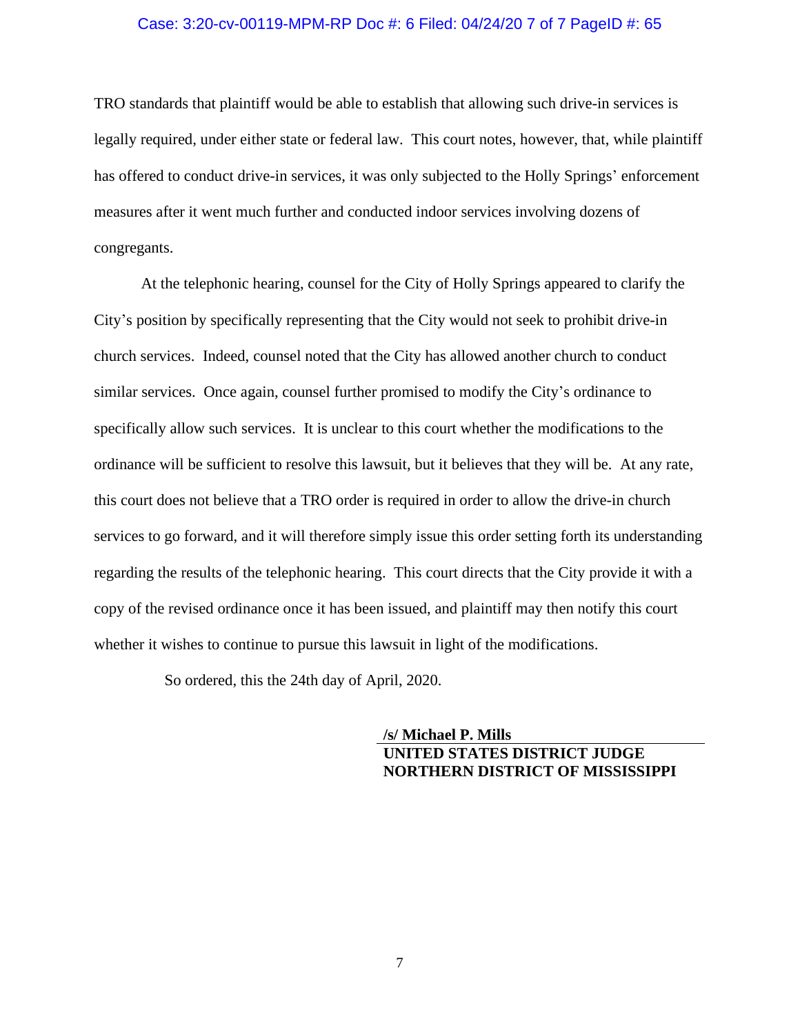TRO standards that plaintiff would be able to establish that allowing such drive-in services is legally required, under either state or federal law. This court notes, however, that, while plaintiff has offered to conduct drive-in services, it was only subjected to the Holly Springs' enforcement measures after it went much further and conducted indoor services involving dozens of congregants.

At the telephonic hearing, counsel for the City of Holly Springs appeared to clarify the City's position by specifically representing that the City would not seek to prohibit drive-in church services. Indeed, counsel noted that the City has allowed another church to conduct similar services. Once again, counsel further promised to modify the City's ordinance to specifically allow such services. It is unclear to this court whether the modifications to the ordinance will be sufficient to resolve this lawsuit, but it believes that they will be. At any rate, this court does not believe that a TRO order is required in order to allow the drive-in church services to go forward, and it will therefore simply issue this order setting forth its understanding regarding the results of the telephonic hearing. This court directs that the City provide it with a copy of the revised ordinance once it has been issued, and plaintiff may then notify this court whether it wishes to continue to pursue this lawsuit in light of the modifications.

So ordered, this the 24th day of April, 2020.

**/s/ Michael P. Mills**
**UNITED STATES DISTRICT JUDGE**
**NORTHERN DISTRICT OF MISSISSIPPI**